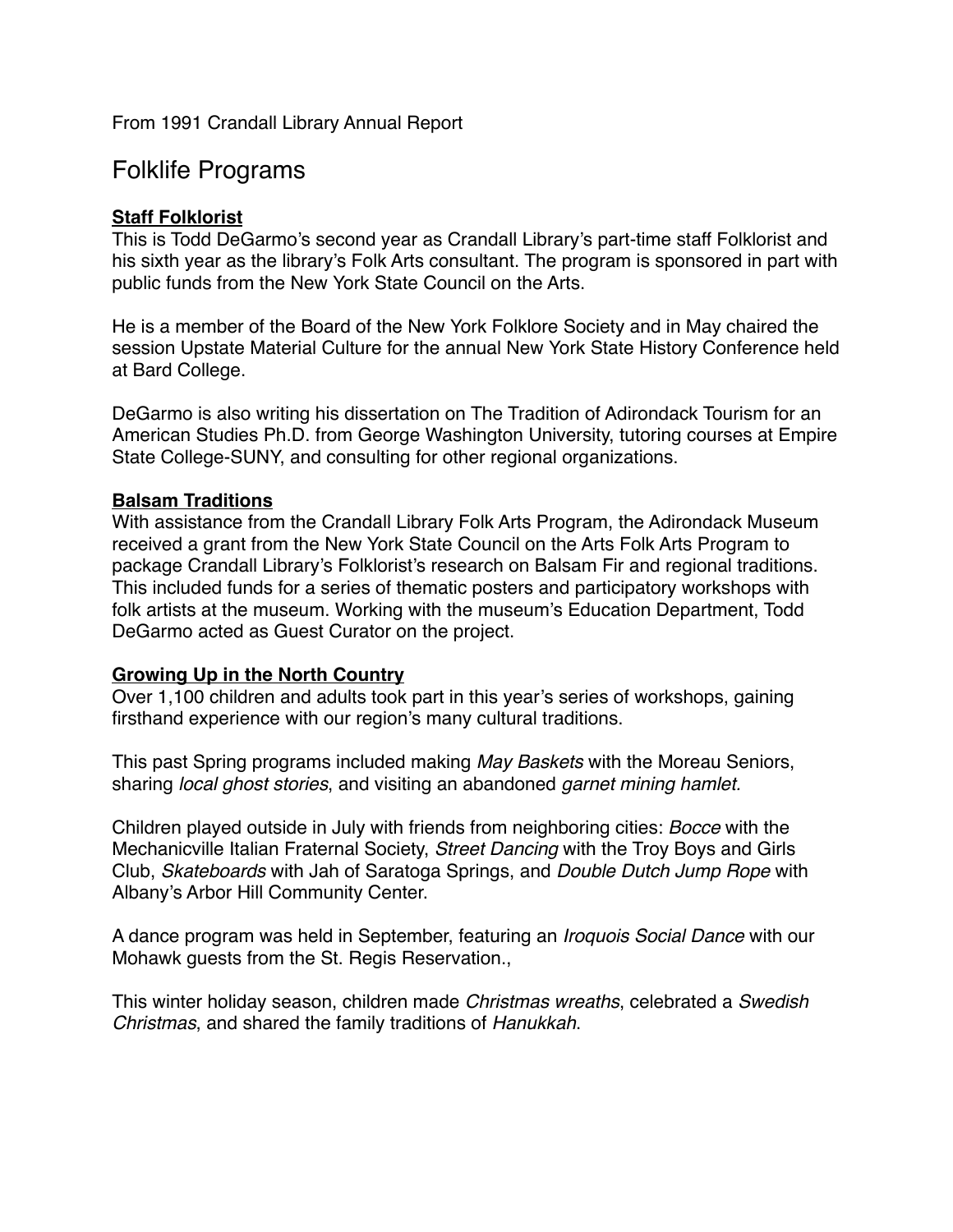From 1991 Crandall Library Annual Report

# Folklife Programs

**Staff Folklorist**

This is Todd DeGarmo's second year as Crandall Library's part-time staff Folklorist and his sixth year as the library's Folk Arts consultant. The program is sponsored in part with public funds from the New York State Council on the Arts.

He is a member of the Board of the New York Folklore Society and in May chaired the session Upstate Material Culture for the annual New York State History Conference held at Bard College.

DeGarmo is also writing his dissertation on The Tradition of Adirondack Tourism for an American Studies Ph.D. from George Washington University, tutoring courses at Empire State College-SUNY, and consulting for other regional organizations.

**Balsam Traditions**

With assistance from the Crandall Library Folk Arts Program, the Adirondack Museum received a grant from the New York State Council on the Arts Folk Arts Program to package Crandall Library's Folklorist's research on Balsam Fir and regional traditions. This included funds for a series of thematic posters and participatory workshops with folk artists at the museum. Working with the museum's Education Department, Todd DeGarmo acted as Guest Curator on the project.

**Growing Up in the North Country**

Over 1,100 children and adults took part in this year's series of workshops, gaining firsthand experience with our region's many cultural traditions.

This past Spring programs included making *May Baskets* with the Moreau Seniors, sharing *local ghost stories*, and visiting an abandoned *garnet mining hamlet.*

Children played outside in July with friends from neighboring cities: *Bocce* with the Mechanicville Italian Fraternal Society, *Street Dancing* with the Troy Boys and Girls Club, *Skateboards* with Jah of Saratoga Springs, and *Double Dutch Jump Rope* with Albany's Arbor Hill Community Center.

A dance program was held in September, featuring an *Iroquois Social Dance* with our Mohawk guests from the St. Regis Reservation.,

This winter holiday season, children made *Christmas wreaths*, celebrated a *Swedish Christmas*, and shared the family traditions of *Hanukkah*.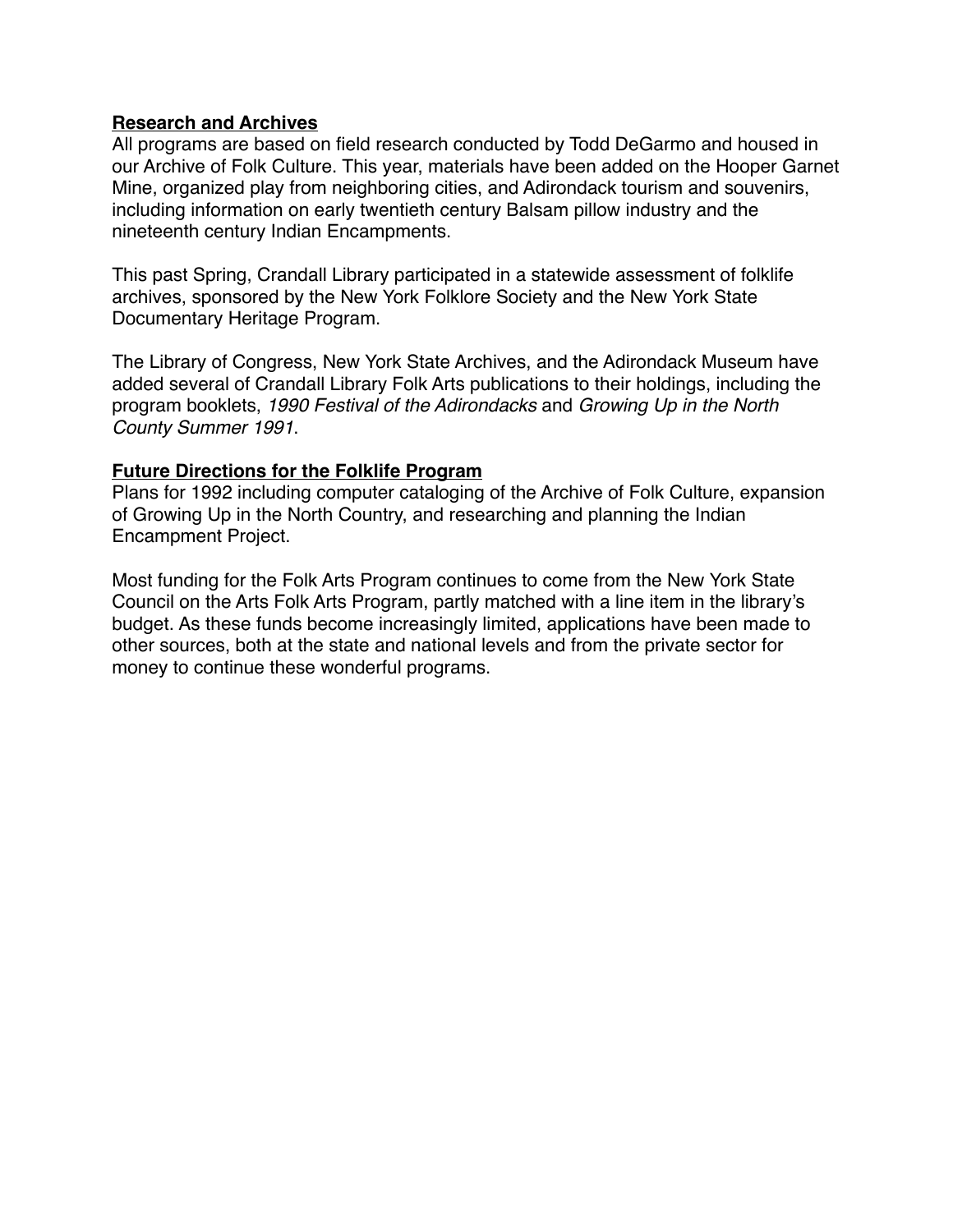**Research and Archives**

All programs are based on field research conducted by Todd DeGarmo and housed in our Archive of Folk Culture. This year, materials have been added on the Hooper Garnet Mine, organized play from neighboring cities, and Adirondack tourism and souvenirs, including information on early twentieth century Balsam pillow industry and the nineteenth century Indian Encampments.

This past Spring, Crandall Library participated in a statewide assessment of folklife archives, sponsored by the New York Folklore Society and the New York State Documentary Heritage Program.

The Library of Congress, New York State Archives, and the Adirondack Museum have added several of Crandall Library Folk Arts publications to their holdings, including the program booklets, *1990 Festival of the Adirondacks* and *Growing Up in the North County Summer 1991*.

**Future Directions for the Folklife Program**

Plans for 1992 including computer cataloging of the Archive of Folk Culture, expansion of Growing Up in the North Country, and researching and planning the Indian Encampment Project.

Most funding for the Folk Arts Program continues to come from the New York State Council on the Arts Folk Arts Program, partly matched with a line item in the library's budget. As these funds become increasingly limited, applications have been made to other sources, both at the state and national levels and from the private sector for money to continue these wonderful programs.